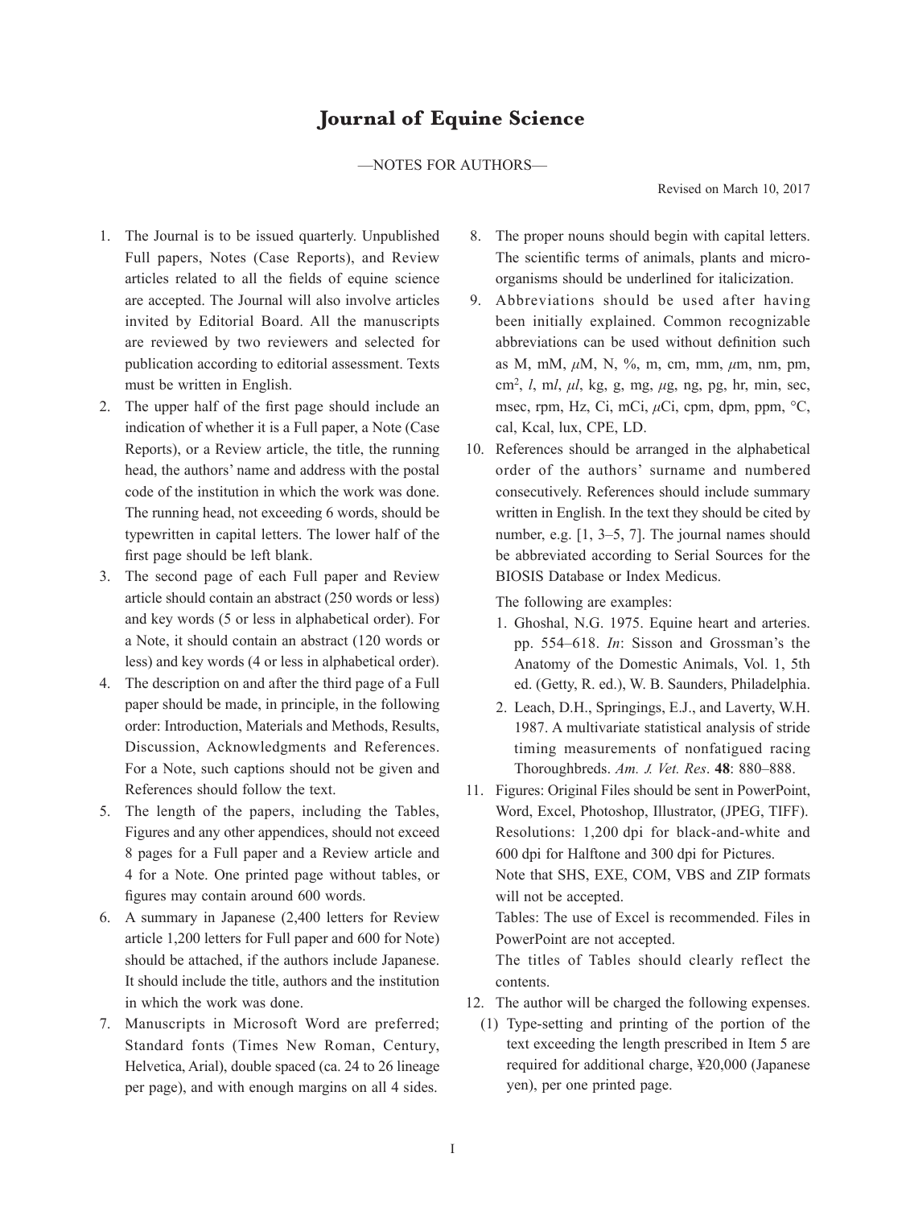# Journal of Equine Science

—NOTES FOR AUTHORS—

Revised on March 10, 2017

1. The Journal is to be issued quarterly. Unpublished Full papers, Notes (Case Reports), and Review articles related to all the fields of equine science are accepted. The Journal will also involve articles invited by Editorial Board. All the manuscripts are reviewed by two reviewers and selected for publication according to editorial assessment. Texts must be written in English.
2. The upper half of the first page should include an indication of whether it is a Full paper, a Note (Case Reports), or a Review article, the title, the running head, the authors' name and address with the postal code of the institution in which the work was done. The running head, not exceeding 6 words, should be typewritten in capital letters. The lower half of the first page should be left blank.
3. The second page of each Full paper and Review article should contain an abstract (250 words or less) and key words (5 or less in alphabetical order). For a Note, it should contain an abstract (120 words or less) and key words (4 or less in alphabetical order).
4. The description on and after the third page of a Full paper should be made, in principle, in the following order: Introduction, Materials and Methods, Results, Discussion, Acknowledgments and References. For a Note, such captions should not be given and References should follow the text.
5. The length of the papers, including the Tables, Figures and any other appendices, should not exceed 8 pages for a Full paper and a Review article and 4 for a Note. One printed page without tables, or figures may contain around 600 words.
6. A summary in Japanese (2,400 letters for Review article 1,200 letters for Full paper and 600 for Note) should be attached, if the authors include Japanese. It should include the title, authors and the institution in which the work was done.
7. Manuscripts in Microsoft Word are preferred; Standard fonts (Times New Roman, Century, Helvetica, Arial), double spaced (ca. 24 to 26 lineage per page), and with enough margins on all 4 sides.
8. The proper nouns should begin with capital letters. The scientific terms of animals, plants and microorganisms should be underlined for italicization.
9. Abbreviations should be used after having been initially explained. Common recognizable abbreviations can be used without definition such as M, mM, *μ*M, N, %, m, cm, mm, *μ*m, nm, pm, cm$^2$, *l*, m*l*, *μl*, kg, g, mg, *μ*g, ng, pg, hr, min, sec, msec, rpm, Hz, Ci, mCi, *μ*Ci, cpm, dpm, ppm, °C, cal, Kcal, lux, CPE, LD.
10. References should be arranged in the alphabetical order of the authors' surname and numbered consecutively. References should include summary written in English. In the text they should be cited by number, e.g. [1, 3–5, 7]. The journal names should be abbreviated according to Serial Sources for the BIOSIS Database or Index Medicus.

    The following are examples:

    1. Ghoshal, N.G. 1975. Equine heart and arteries. pp. 554–618. *In*: Sisson and Grossman's the Anatomy of the Domestic Animals, Vol. 1, 5th ed. (Getty, R. ed.), W. B. Saunders, Philadelphia.
    2. Leach, D.H., Springings, E.J., and Laverty, W.H. 1987. A multivariate statistical analysis of stride timing measurements of nonfatigued racing Thoroughbreds. *Am. J. Vet. Res*. **48**: 880–888.
11. Figures: Original Files should be sent in PowerPoint, Word, Excel, Photoshop, Illustrator, (JPEG, TIFF). Resolutions: 1,200 dpi for black-and-white and 600 dpi for Halftone and 300 dpi for Pictures.

    Note that SHS, EXE, COM, VBS and ZIP formats will not be accepted.

    Tables: The use of Excel is recommended. Files in PowerPoint are not accepted.

    The titles of Tables should clearly reflect the contents.
12. The author will be charged the following expenses.

    (1) Type-setting and printing of the portion of the text exceeding the length prescribed in Item 5 are required for additional charge, ¥20,000 (Japanese yen), per one printed page.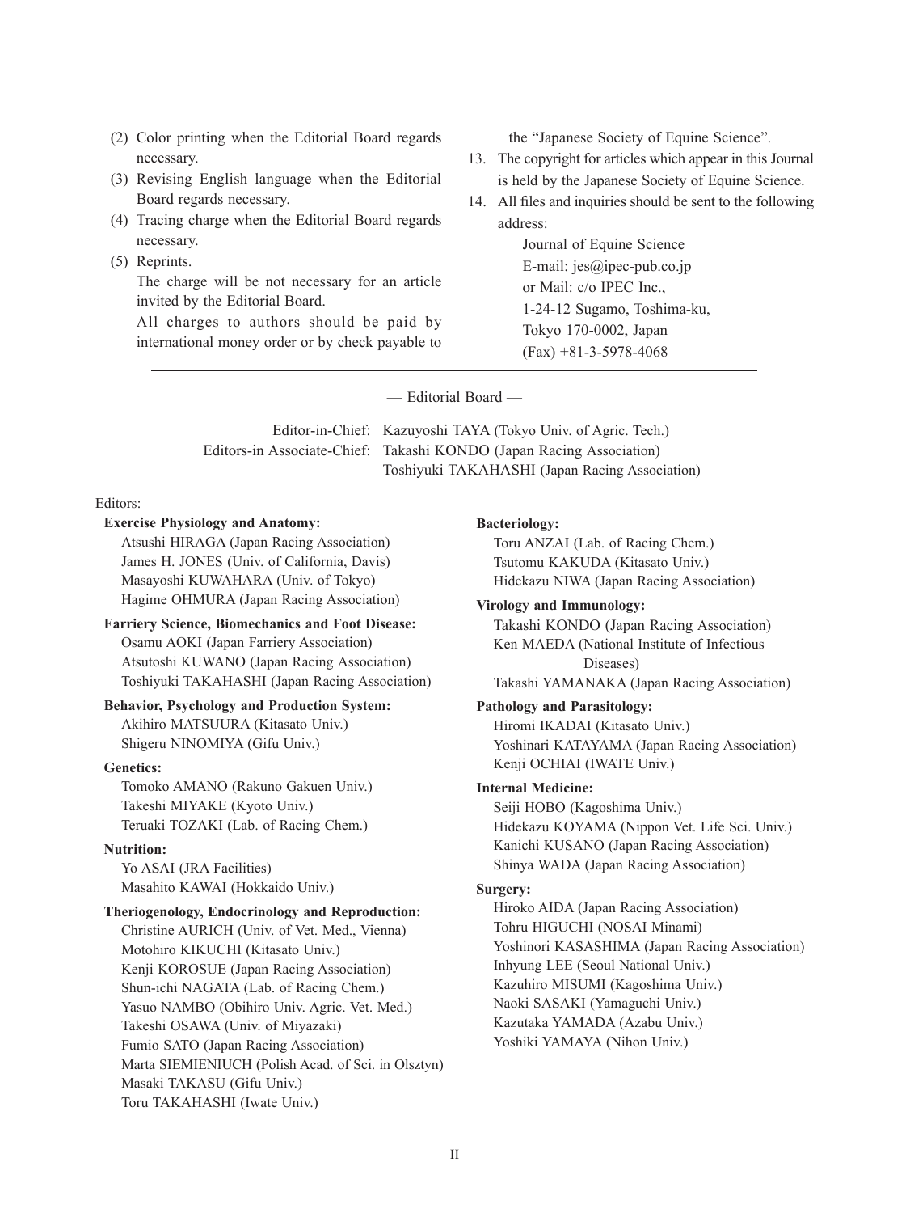(2) Color printing when the Editorial Board regards necessary.

(3) Revising English language when the Editorial Board regards necessary.

(4) Tracing charge when the Editorial Board regards necessary.

(5) Reprints.

The charge will be not necessary for an article invited by the Editorial Board.

All charges to authors should be paid by international money order or by check payable to the "Japanese Society of Equine Science".

13. The copyright for articles which appear in this Journal is held by the Japanese Society of Equine Science.

14. All files and inquiries should be sent to the following address:

Journal of Equine Science
E-mail: jes@ipec-pub.co.jp
or Mail: c/o IPEC Inc.,
1-24-12 Sugamo, Toshima-ku,
Tokyo 170-0002, Japan
(Fax) +81-3-5978-4068

---

— Editorial Board —

Editor-in-Chief: Kazuyoshi TAYA (Tokyo Univ. of Agric. Tech.)

Editors-in Associate-Chief: Takashi KONDO (Japan Racing Association)
Toshiyuki TAKAHASHI (Japan Racing Association)

Editors:

**Exercise Physiology and Anatomy:**
Atsushi HIRAGA (Japan Racing Association)
James H. JONES (Univ. of California, Davis)
Masayoshi KUWAHARA (Univ. of Tokyo)
Hagime OHMURA (Japan Racing Association)

**Farriery Science, Biomechanics and Foot Disease:**
Osamu AOKI (Japan Farriery Association)
Atsutoshi KUWANO (Japan Racing Association)
Toshiyuki TAKAHASHI (Japan Racing Association)

**Behavior, Psychology and Production System:**
Akihiro MATSUURA (Kitasato Univ.)
Shigeru NINOMIYA (Gifu Univ.)

**Genetics:**
Tomoko AMANO (Rakuno Gakuen Univ.)
Takeshi MIYAKE (Kyoto Univ.)
Teruaki TOZAKI (Lab. of Racing Chem.)

**Nutrition:**
Yo ASAI (JRA Facilities)
Masahito KAWAI (Hokkaido Univ.)

**Theriogenology, Endocrinology and Reproduction:**
Christine AURICH (Univ. of Vet. Med., Vienna)
Motohiro KIKUCHI (Kitasato Univ.)
Kenji KOROSUE (Japan Racing Association)
Shun-ichi NAGATA (Lab. of Racing Chem.)
Yasuo NAMBO (Obihiro Univ. Agric. Vet. Med.)
Takeshi OSAWA (Univ. of Miyazaki)
Fumio SATO (Japan Racing Association)
Marta SIEMIENIUCH (Polish Acad. of Sci. in Olsztyn)
Masaki TAKASU (Gifu Univ.)
Toru TAKAHASHI (Iwate Univ.)

**Bacteriology:**
Toru ANZAI (Lab. of Racing Chem.)
Tsutomu KAKUDA (Kitasato Univ.)
Hidekazu NIWA (Japan Racing Association)

**Virology and Immunology:**
Takashi KONDO (Japan Racing Association)
Ken MAEDA (National Institute of Infectious Diseases)
Takashi YAMANAKA (Japan Racing Association)

**Pathology and Parasitology:**
Hiromi IKADAI (Kitasato Univ.)
Yoshinari KATAYAMA (Japan Racing Association)
Kenji OCHIAI (IWATE Univ.)

**Internal Medicine:**
Seiji HOBO (Kagoshima Univ.)
Hidekazu KOYAMA (Nippon Vet. Life Sci. Univ.)
Kanichi KUSANO (Japan Racing Association)
Shinya WADA (Japan Racing Association)

**Surgery:**
Hiroko AIDA (Japan Racing Association)
Tohru HIGUCHI (NOSAI Minami)
Yoshinori KASASHIMA (Japan Racing Association)
Inhyung LEE (Seoul National Univ.)
Kazuhiro MISUMI (Kagoshima Univ.)
Naoki SASAKI (Yamaguchi Univ.)
Kazutaka YAMADA (Azabu Univ.)
Yoshiki YAMAYA (Nihon Univ.)